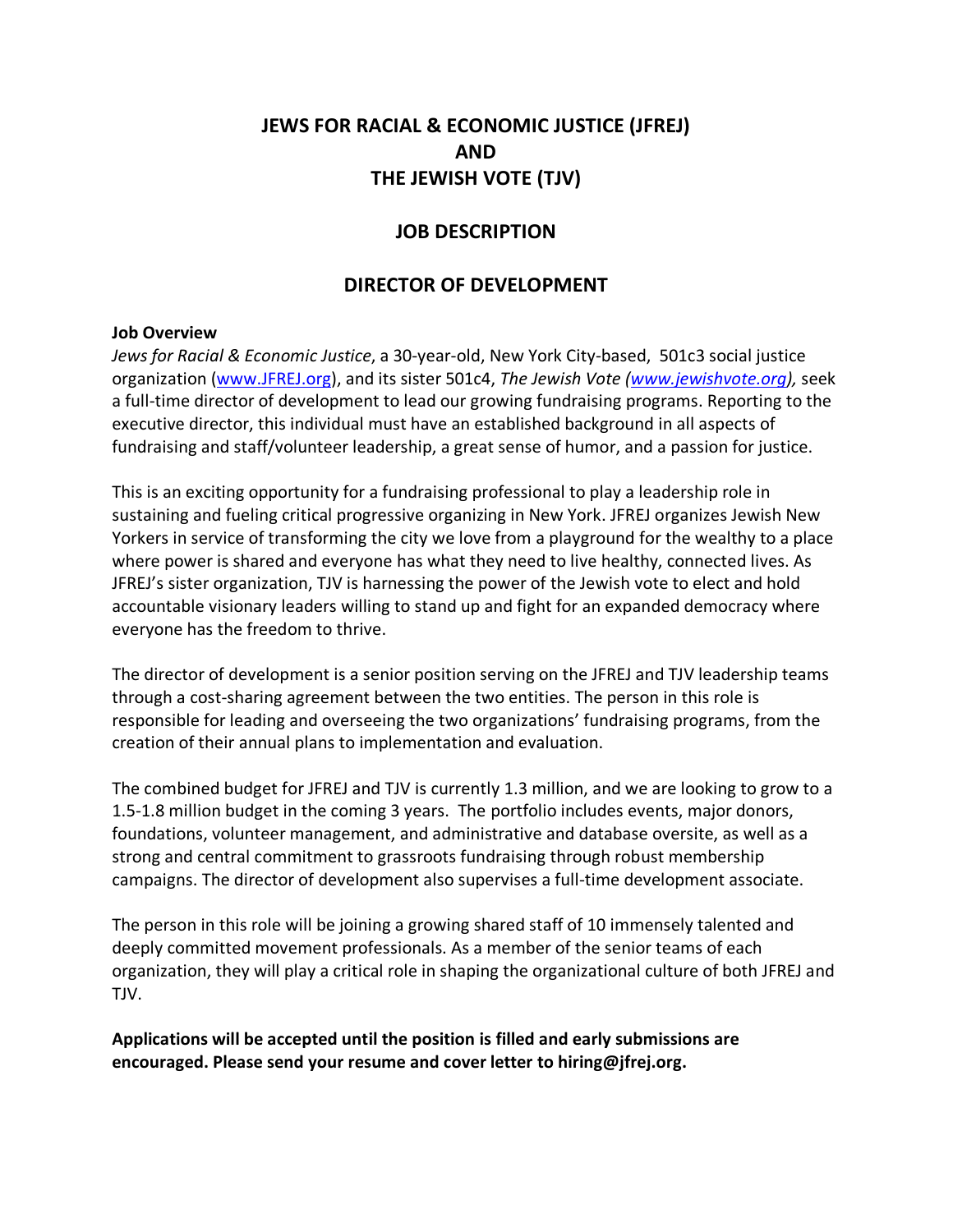# JEWS FOR RACIAL & ECONOMIC JUSTICE (JFREJ) AND THE JEWISH VOTE (TJV)

## JOB DESCRIPTION

## DIRECTOR OF DEVELOPMENT

**Job Overview**

*Jews for Racial & Economic Justice*, a 30-year-old, New York City-based, 501c3 social justice organization (www.JFREJ.org), and its sister 501c4, *The Jewish Vote (www.jewishvote.org),* seek a full-time director of development to lead our growing fundraising programs. Reporting to the executive director, this individual must have an established background in all aspects of fundraising and staff/volunteer leadership, a great sense of humor, and a passion for justice.

This is an exciting opportunity for a fundraising professional to play a leadership role in sustaining and fueling critical progressive organizing in New York. JFREJ organizes Jewish New Yorkers in service of transforming the city we love from a playground for the wealthy to a place where power is shared and everyone has what they need to live healthy, connected lives. As JFREJ's sister organization, TJV is harnessing the power of the Jewish vote to elect and hold accountable visionary leaders willing to stand up and fight for an expanded democracy where everyone has the freedom to thrive.

The director of development is a senior position serving on the JFREJ and TJV leadership teams through a cost-sharing agreement between the two entities. The person in this role is responsible for leading and overseeing the two organizations' fundraising programs, from the creation of their annual plans to implementation and evaluation.

The combined budget for JFREJ and TJV is currently 1.3 million, and we are looking to grow to a 1.5-1.8 million budget in the coming 3 years. The portfolio includes events, major donors, foundations, volunteer management, and administrative and database oversite, as well as a strong and central commitment to grassroots fundraising through robust membership campaigns. The director of development also supervises a full-time development associate.

The person in this role will be joining a growing shared staff of 10 immensely talented and deeply committed movement professionals. As a member of the senior teams of each organization, they will play a critical role in shaping the organizational culture of both JFREJ and TJV.

**Applications will be accepted until the position is filled and early submissions are encouraged. Please send your resume and cover letter to hiring@jfrej.org.**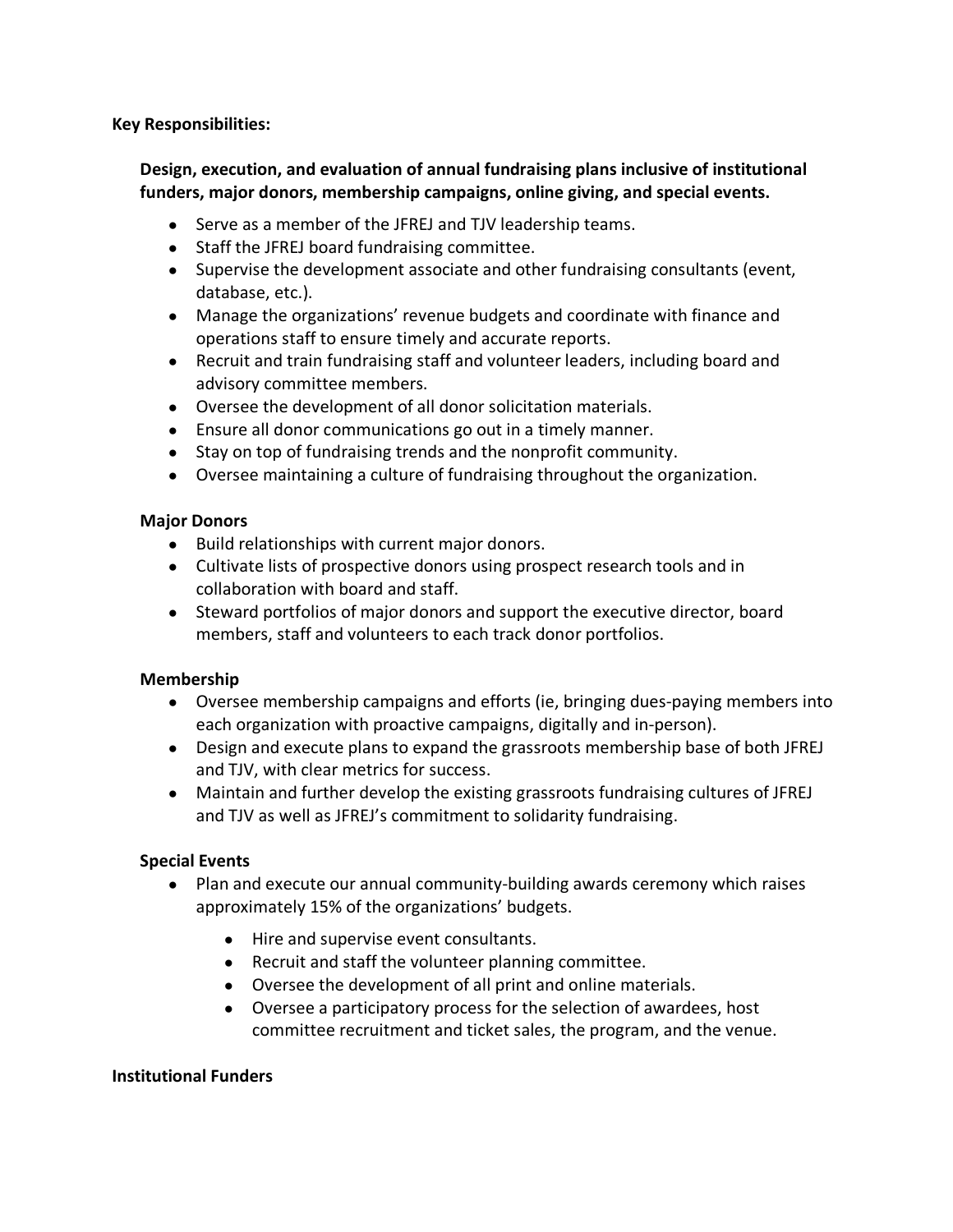**Key Responsibilities:**

**Design, execution, and evaluation of annual fundraising plans inclusive of institutional funders, major donors, membership campaigns, online giving, and special events.**

- Serve as a member of the JFREJ and TJV leadership teams.
- Staff the JFREJ board fundraising committee.
- Supervise the development associate and other fundraising consultants (event, database, etc.).
- Manage the organizations' revenue budgets and coordinate with finance and operations staff to ensure timely and accurate reports.
- Recruit and train fundraising staff and volunteer leaders, including board and advisory committee members.
- Oversee the development of all donor solicitation materials.
- Ensure all donor communications go out in a timely manner.
- Stay on top of fundraising trends and the nonprofit community.
- Oversee maintaining a culture of fundraising throughout the organization.

**Major Donors**

- Build relationships with current major donors.
- Cultivate lists of prospective donors using prospect research tools and in collaboration with board and staff.
- Steward portfolios of major donors and support the executive director, board members, staff and volunteers to each track donor portfolios.

**Membership**

- Oversee membership campaigns and efforts (ie, bringing dues-paying members into each organization with proactive campaigns, digitally and in-person).
- Design and execute plans to expand the grassroots membership base of both JFREJ and TJV, with clear metrics for success.
- Maintain and further develop the existing grassroots fundraising cultures of JFREJ and TJV as well as JFREJ's commitment to solidarity fundraising.

**Special Events**

- Plan and execute our annual community-building awards ceremony which raises approximately 15% of the organizations' budgets.
  - Hire and supervise event consultants.
  - Recruit and staff the volunteer planning committee.
  - Oversee the development of all print and online materials.
  - Oversee a participatory process for the selection of awardees, host committee recruitment and ticket sales, the program, and the venue.

**Institutional Funders**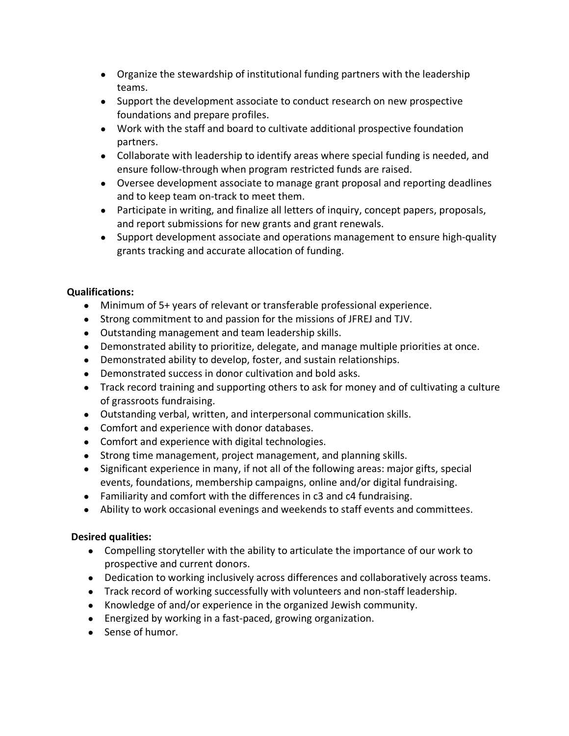- Organize the stewardship of institutional funding partners with the leadership teams.
- Support the development associate to conduct research on new prospective foundations and prepare profiles.
- Work with the staff and board to cultivate additional prospective foundation partners.
- Collaborate with leadership to identify areas where special funding is needed, and ensure follow-through when program restricted funds are raised.
- Oversee development associate to manage grant proposal and reporting deadlines and to keep team on-track to meet them.
- Participate in writing, and finalize all letters of inquiry, concept papers, proposals, and report submissions for new grants and grant renewals.
- Support development associate and operations management to ensure high-quality grants tracking and accurate allocation of funding.

**Qualifications:**

- Minimum of 5+ years of relevant or transferable professional experience.
- Strong commitment to and passion for the missions of JFREJ and TJV.
- Outstanding management and team leadership skills.
- Demonstrated ability to prioritize, delegate, and manage multiple priorities at once.
- Demonstrated ability to develop, foster, and sustain relationships.
- Demonstrated success in donor cultivation and bold asks.
- Track record training and supporting others to ask for money and of cultivating a culture of grassroots fundraising.
- Outstanding verbal, written, and interpersonal communication skills.
- Comfort and experience with donor databases.
- Comfort and experience with digital technologies.
- Strong time management, project management, and planning skills.
- Significant experience in many, if not all of the following areas: major gifts, special events, foundations, membership campaigns, online and/or digital fundraising.
- Familiarity and comfort with the differences in c3 and c4 fundraising.
- Ability to work occasional evenings and weekends to staff events and committees.

**Desired qualities:**

- Compelling storyteller with the ability to articulate the importance of our work to prospective and current donors.
- Dedication to working inclusively across differences and collaboratively across teams.
- Track record of working successfully with volunteers and non-staff leadership.
- Knowledge of and/or experience in the organized Jewish community.
- Energized by working in a fast-paced, growing organization.
- Sense of humor.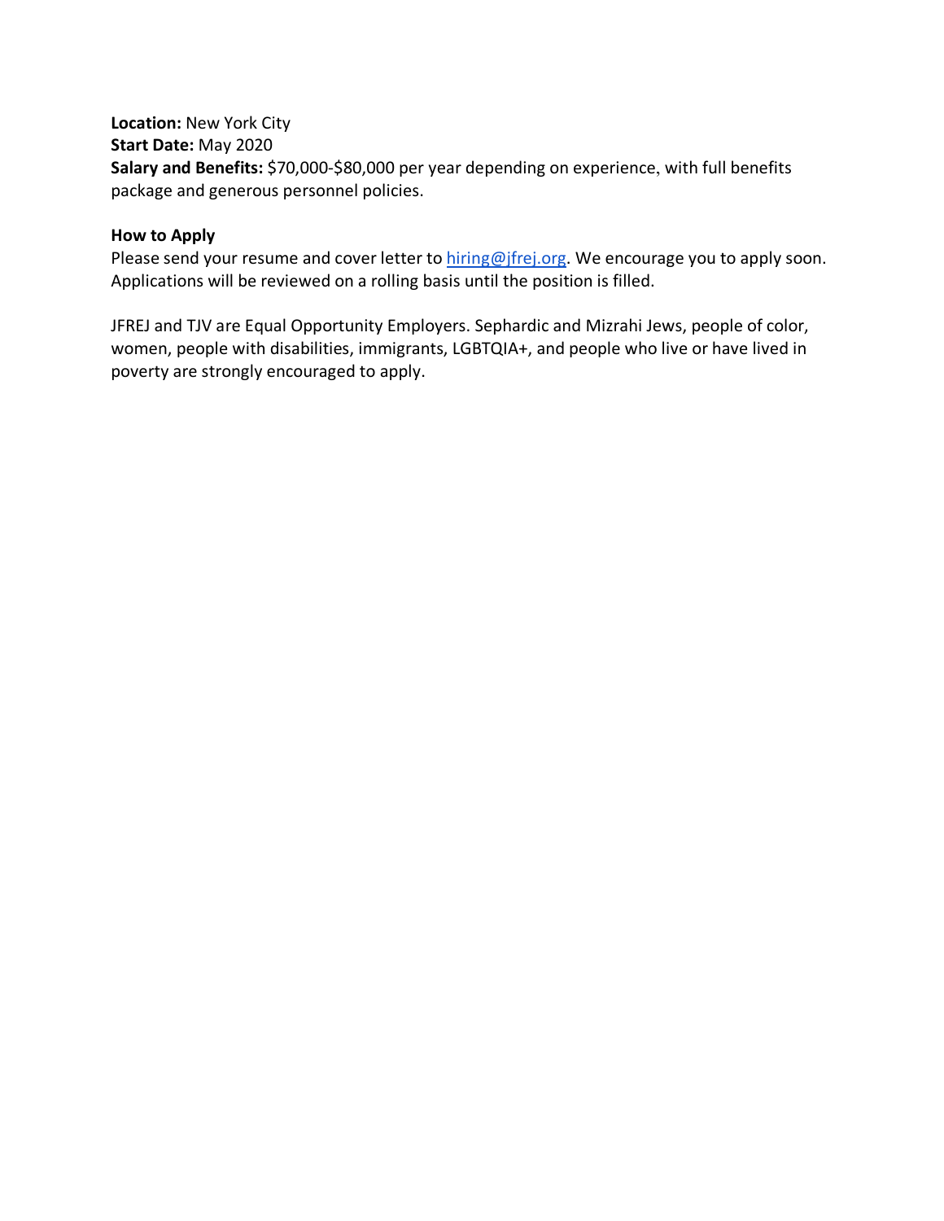**Location:** New York City
**Start Date:** May 2020
**Salary and Benefits:** $70,000-$80,000 per year depending on experience, with full benefits package and generous personnel policies.

**How to Apply**
Please send your resume and cover letter to [hiring@jfrej.org](mailto:hiring@jfrej.org). We encourage you to apply soon. Applications will be reviewed on a rolling basis until the position is filled.

JFREJ and TJV are Equal Opportunity Employers. Sephardic and Mizrahi Jews, people of color, women, people with disabilities, immigrants, LGBTQIA+, and people who live or have lived in poverty are strongly encouraged to apply.